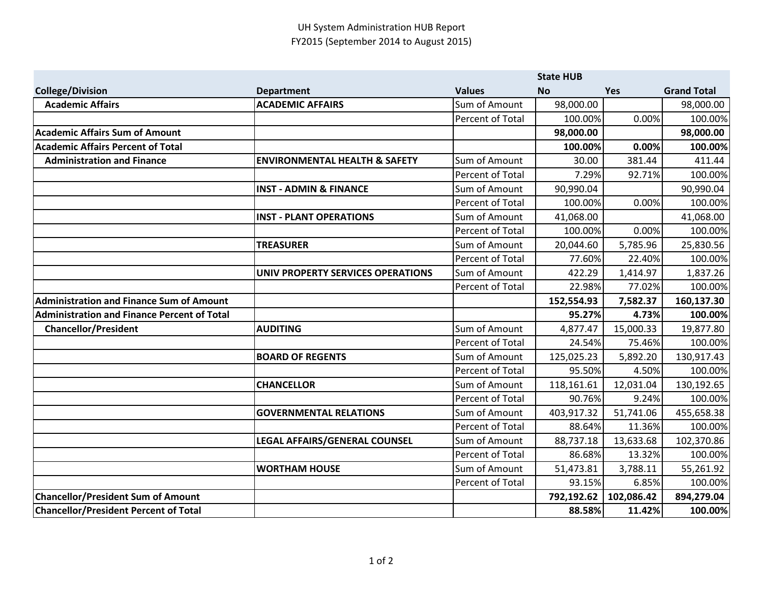UH System Administration HUB Report
FY2015 (September 2014 to August 2015)

| College/Division | Department | Values | State HUB No | Yes | Grand Total |
|---|---|---|---|---|---|
| **Academic Affairs** | **ACADEMIC AFFAIRS** | Sum of Amount | 98,000.00 | | 98,000.00 |
| | | Percent of Total | 100.00% | 0.00% | 100.00% |
| **Academic Affairs Sum of Amount** | | | **98,000.00** | | **98,000.00** |
| **Academic Affairs Percent of Total** | | | **100.00%** | **0.00%** | **100.00%** |
| **Administration and Finance** | **ENVIRONMENTAL HEALTH & SAFETY** | Sum of Amount | 30.00 | 381.44 | 411.44 |
| | | Percent of Total | 7.29% | 92.71% | 100.00% |
| | **INST - ADMIN & FINANCE** | Sum of Amount | 90,990.04 | | 90,990.04 |
| | | Percent of Total | 100.00% | 0.00% | 100.00% |
| | **INST - PLANT OPERATIONS** | Sum of Amount | 41,068.00 | | 41,068.00 |
| | | Percent of Total | 100.00% | 0.00% | 100.00% |
| | **TREASURER** | Sum of Amount | 20,044.60 | 5,785.96 | 25,830.56 |
| | | Percent of Total | 77.60% | 22.40% | 100.00% |
| | **UNIV PROPERTY SERVICES OPERATIONS** | Sum of Amount | 422.29 | 1,414.97 | 1,837.26 |
| | | Percent of Total | 22.98% | 77.02% | 100.00% |
| **Administration and Finance Sum of Amount** | | | **152,554.93** | **7,582.37** | **160,137.30** |
| **Administration and Finance Percent of Total** | | | **95.27%** | **4.73%** | **100.00%** |
| **Chancellor/President** | **AUDITING** | Sum of Amount | 4,877.47 | 15,000.33 | 19,877.80 |
| | | Percent of Total | 24.54% | 75.46% | 100.00% |
| | **BOARD OF REGENTS** | Sum of Amount | 125,025.23 | 5,892.20 | 130,917.43 |
| | | Percent of Total | 95.50% | 4.50% | 100.00% |
| | **CHANCELLOR** | Sum of Amount | 118,161.61 | 12,031.04 | 130,192.65 |
| | | Percent of Total | 90.76% | 9.24% | 100.00% |
| | **GOVERNMENTAL RELATIONS** | Sum of Amount | 403,917.32 | 51,741.06 | 455,658.38 |
| | | Percent of Total | 88.64% | 11.36% | 100.00% |
| | **LEGAL AFFAIRS/GENERAL COUNSEL** | Sum of Amount | 88,737.18 | 13,633.68 | 102,370.86 |
| | | Percent of Total | 86.68% | 13.32% | 100.00% |
| | **WORTHAM HOUSE** | Sum of Amount | 51,473.81 | 3,788.11 | 55,261.92 |
| | | Percent of Total | 93.15% | 6.85% | 100.00% |
| **Chancellor/President Sum of Amount** | | | **792,192.62** | **102,086.42** | **894,279.04** |
| **Chancellor/President Percent of Total** | | | **88.58%** | **11.42%** | **100.00%** |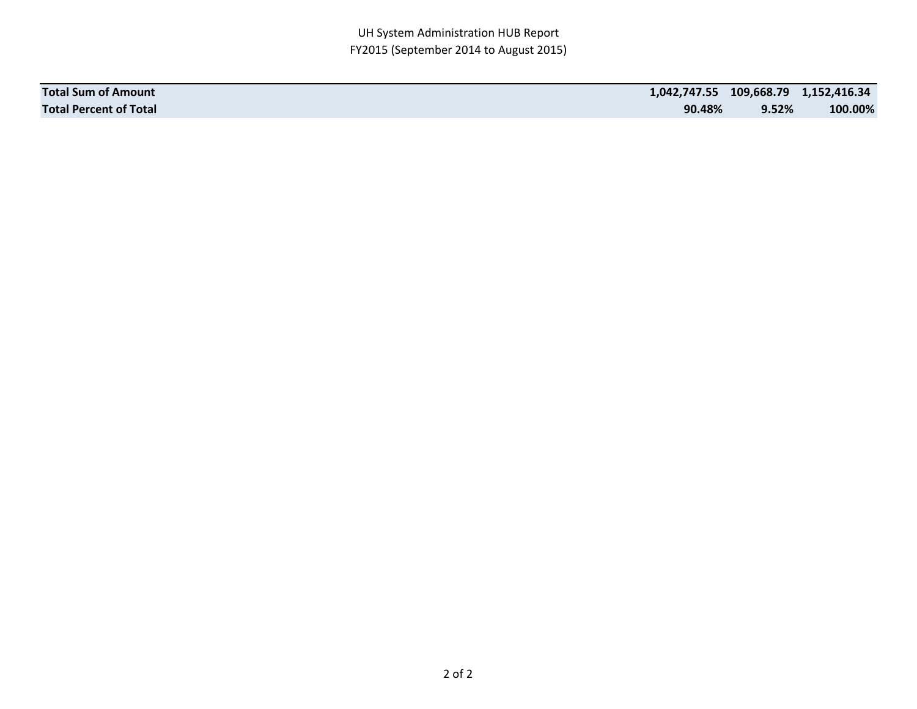UH System Administration HUB Report
FY2015 (September 2014 to August 2015)

| | | | |
|---|---|---|---|
| **Total Sum of Amount** | **1,042,747.55** | **109,668.79** | **1,152,416.34** |
| **Total Percent of Total** | **90.48%** | **9.52%** | **100.00%** |